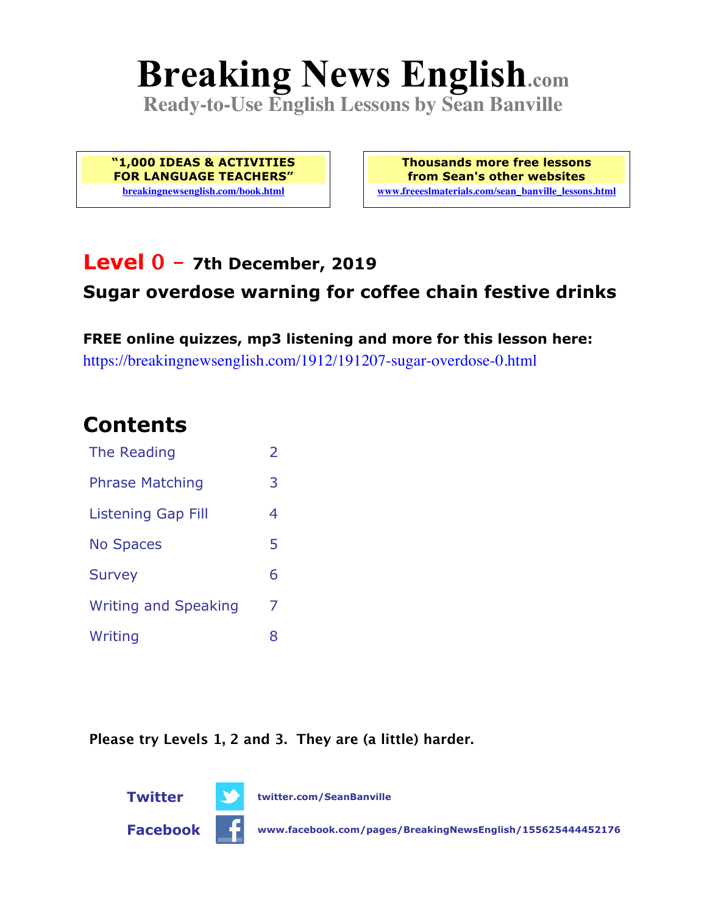# Breaking News English.com

**Ready-to-Use English Lessons by Sean Banville**

**"1,000 IDEAS & ACTIVITIES FOR LANGUAGE TEACHERS"**
breakingnewsenglish.com/book.html

**Thousands more free lessons from Sean's other websites**
www.freeeslmaterials.com/sean_banville_lessons.html

## Level 0 – 7th December, 2019

### Sugar overdose warning for coffee chain festive drinks

**FREE online quizzes, mp3 listening and more for this lesson here:**
https://breakingnewsenglish.com/1912/191207-sugar-overdose-0.html

## Contents

| | |
|---|---|
| The Reading | 2 |
| Phrase Matching | 3 |
| Listening Gap Fill | 4 |
| No Spaces | 5 |
| Survey | 6 |
| Writing and Speaking | 7 |
| Writing | 8 |

**Please try Levels 1, 2 and 3. They are (a little) harder.**

**Twitter** twitter.com/SeanBanville

**Facebook** www.facebook.com/pages/BreakingNewsEnglish/155625444452176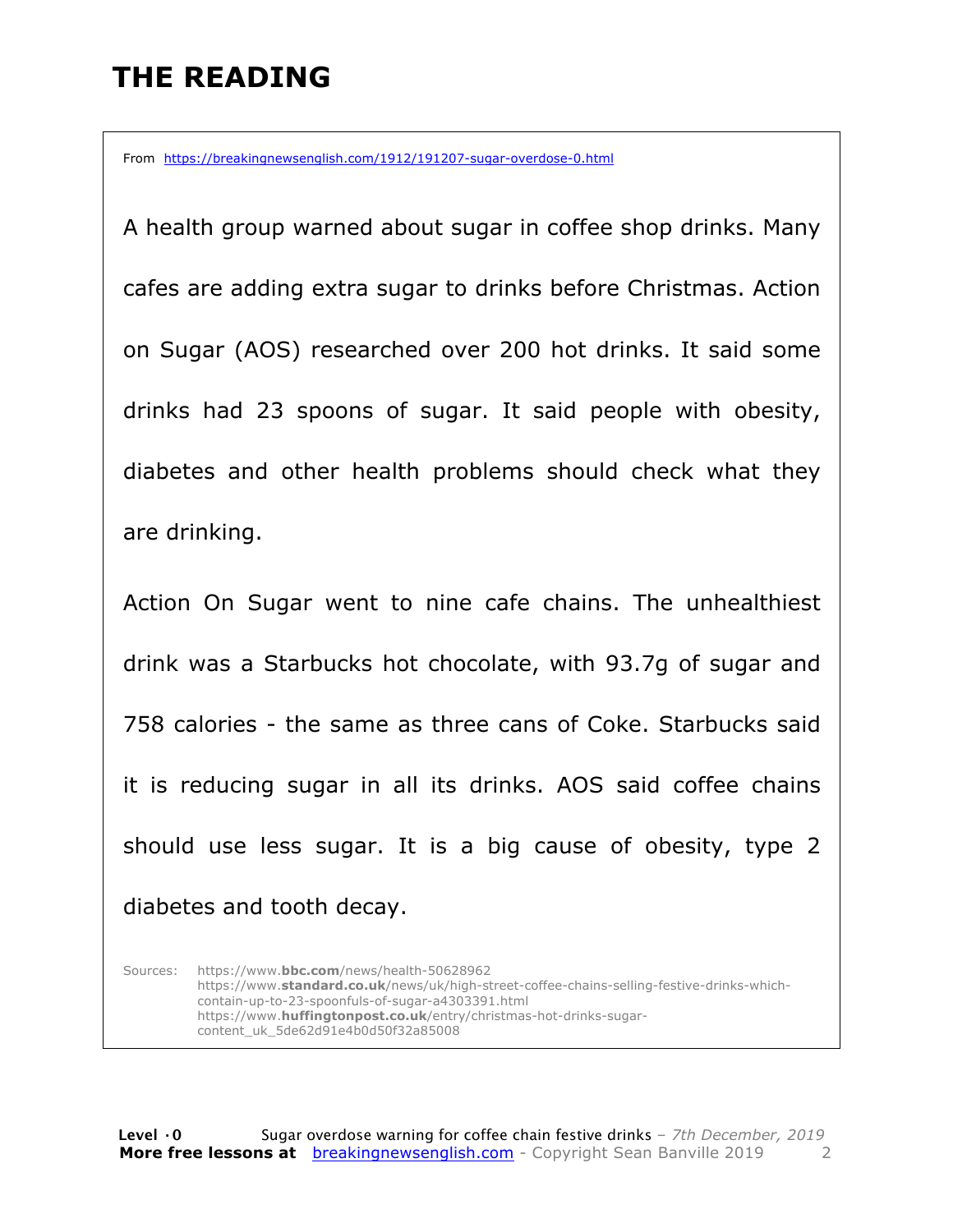# THE READING

From https://breakingnewsenglish.com/1912/191207-sugar-overdose-0.html

A health group warned about sugar in coffee shop drinks. Many cafes are adding extra sugar to drinks before Christmas. Action on Sugar (AOS) researched over 200 hot drinks. It said some drinks had 23 spoons of sugar. It said people with obesity, diabetes and other health problems should check what they are drinking.

Action On Sugar went to nine cafe chains. The unhealthiest drink was a Starbucks hot chocolate, with 93.7g of sugar and 758 calories - the same as three cans of Coke. Starbucks said it is reducing sugar in all its drinks. AOS said coffee chains should use less sugar. It is a big cause of obesity, type 2 diabetes and tooth decay.

Sources: https://www.**bbc.com**/news/health-50628962
https://www.**standard.co.uk**/news/uk/high-street-coffee-chains-selling-festive-drinks-which-contain-up-to-23-spoonfuls-of-sugar-a4303391.html
https://www.**huffingtonpost.co.uk**/entry/christmas-hot-drinks-sugar-content_uk_5de62d91e4b0d50f32a85008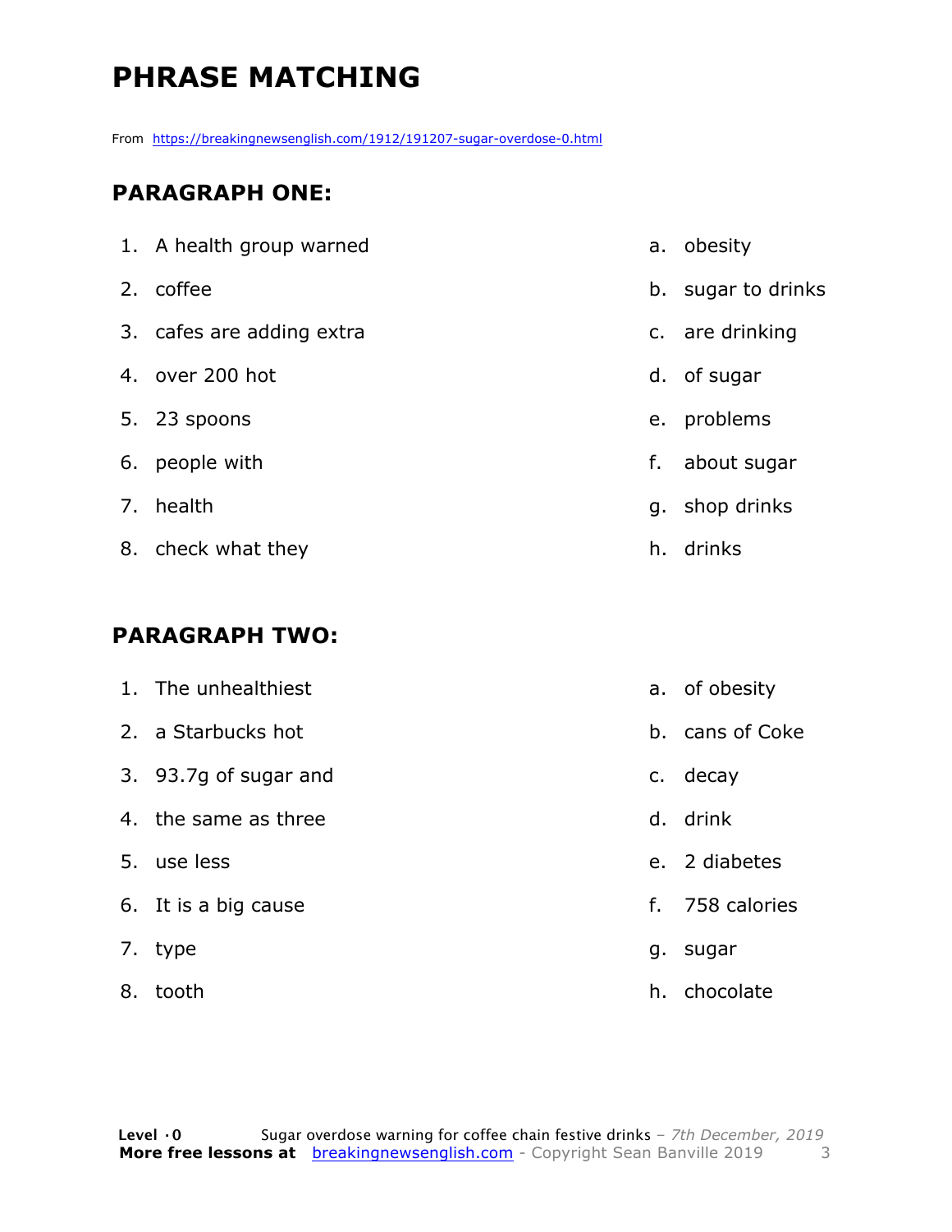# PHRASE MATCHING

From https://breakingnewsenglish.com/1912/191207-sugar-overdose-0.html

## PARAGRAPH ONE:

| | |
|---|---|
| 1. A health group warned | a. obesity |
| 2. coffee | b. sugar to drinks |
| 3. cafes are adding extra | c. are drinking |
| 4. over 200 hot | d. of sugar |
| 5. 23 spoons | e. problems |
| 6. people with | f. about sugar |
| 7. health | g. shop drinks |
| 8. check what they | h. drinks |

## PARAGRAPH TWO:

| | |
|---|---|
| 1. The unhealthiest | a. of obesity |
| 2. a Starbucks hot | b. cans of Coke |
| 3. 93.7g of sugar and | c. decay |
| 4. the same as three | d. drink |
| 5. use less | e. 2 diabetes |
| 6. It is a big cause | f. 758 calories |
| 7. type | g. sugar |
| 8. tooth | h. chocolate |

**Level ·0** Sugar overdose warning for coffee chain festive drinks – *7th December, 2019*
**More free lessons at** breakingnewsenglish.com - Copyright Sean Banville 2019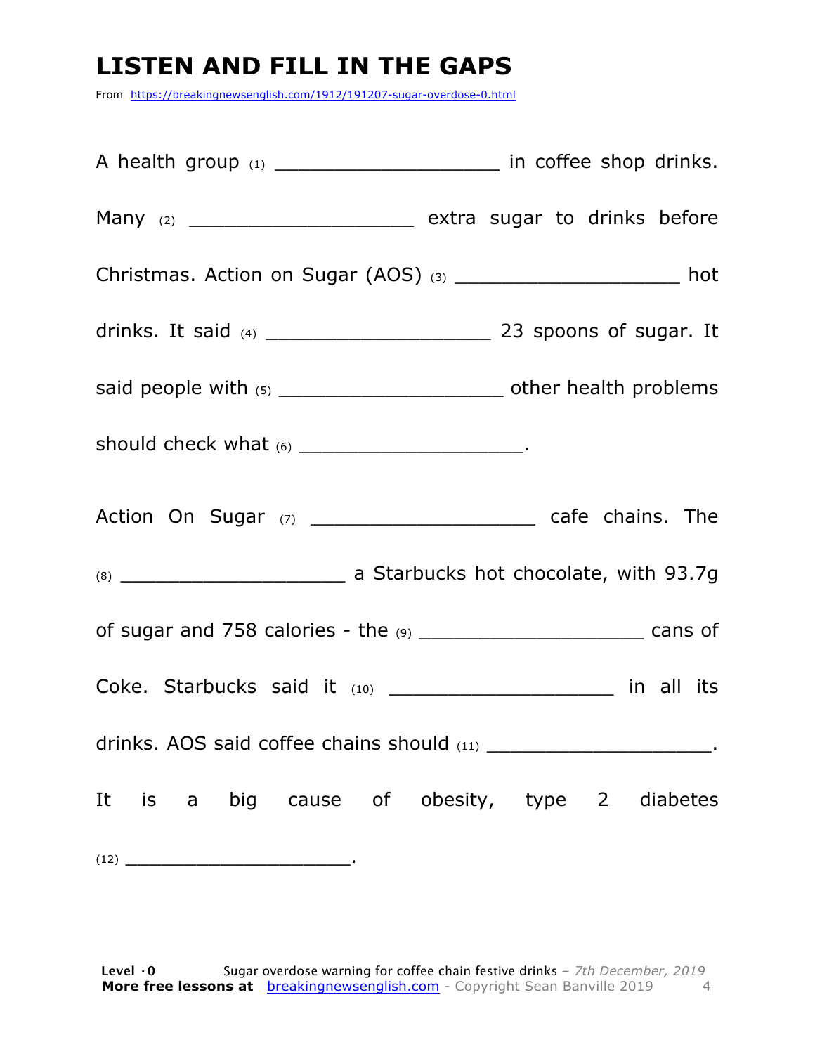# LISTEN AND FILL IN THE GAPS

From https://breakingnewsenglish.com/1912/191207-sugar-overdose-0.html

A health group (1) ____________________ in coffee shop drinks. Many (2) ____________________ extra sugar to drinks before Christmas. Action on Sugar (AOS) (3) ____________________ hot drinks. It said (4) ____________________ 23 spoons of sugar. It said people with (5) ____________________ other health problems should check what (6) ____________________.

Action On Sugar (7) ____________________ cafe chains. The (8) ____________________ a Starbucks hot chocolate, with 93.7g of sugar and 758 calories - the (9) ____________________ cans of Coke. Starbucks said it (10) ____________________ in all its drinks. AOS said coffee chains should (11) ____________________. It is a big cause of obesity, type 2 diabetes (12) ____________________.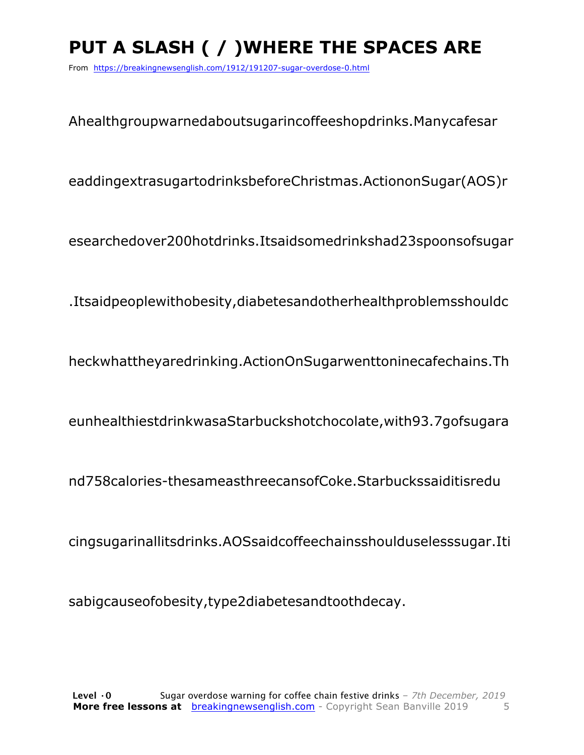# PUT A SLASH ( / )WHERE THE SPACES ARE

From https://breakingnewsenglish.com/1912/191207-sugar-overdose-0.html

Ahealthgroupwarnedaboutsugarincoffeeshopdrinks.Manycafesar

eaddingextrasugartodrinksbeforeChristmas.ActiononSugar(AOS)r

esearchedover200hotdrinks.Itsaidsomedrinkshad23spoonsofsugar

.Itsaidpeoplewithobesity,diabetesandotherhealthproblemsshouldc

heckwhattheyaredrinking.ActionOnSugarwenttoninecafechains.Th

eunhealthiestdrinkwasaStarbuckshotchocolate,with93.7gofsugara

nd758calories-thesameasthreecansofCoke.Starbuckssaiditisredu

cingsugarinallitsdrinks.AOSsaidcoffeechainsshouldusellesssugar.Iti

sabigcauseofobesity,type2diabetesandtoothdecay.

# PUT A SLASH ( / )WHERE THE SPACES ARE

From https://breakingnewsenglish.com/1912/191207-sugar-overdose-0.html

Ahealthgroupwarnedaboutsugarincoffeeshopdrinks.Manycafesar

eaddingextrasugartodrinksbeforeChristmas.ActiononSugar(AOS)r

esearchedover200hotdrinks.Itsaidsomedrinkshad23spoonsofsugar

.Itsaidpeoplewithobesity,diabetesandotherhealthproblemsshouldc

heckwhattheyaredrinking.ActionOnSugarwenttoninecafechains.Th

eunhealthiestdrinkwasaStarbuckshotchocolate,with93.7gofsugara

nd758calories-thesameasthreecansofCoke.Starbuckssaiditisredu

cingsugarinallitsdrinks.AOSsaidcoffeechainsshouldusesuselesssugar.Iti

sabigcauseofobesity,type2diabetesandtoothdecay.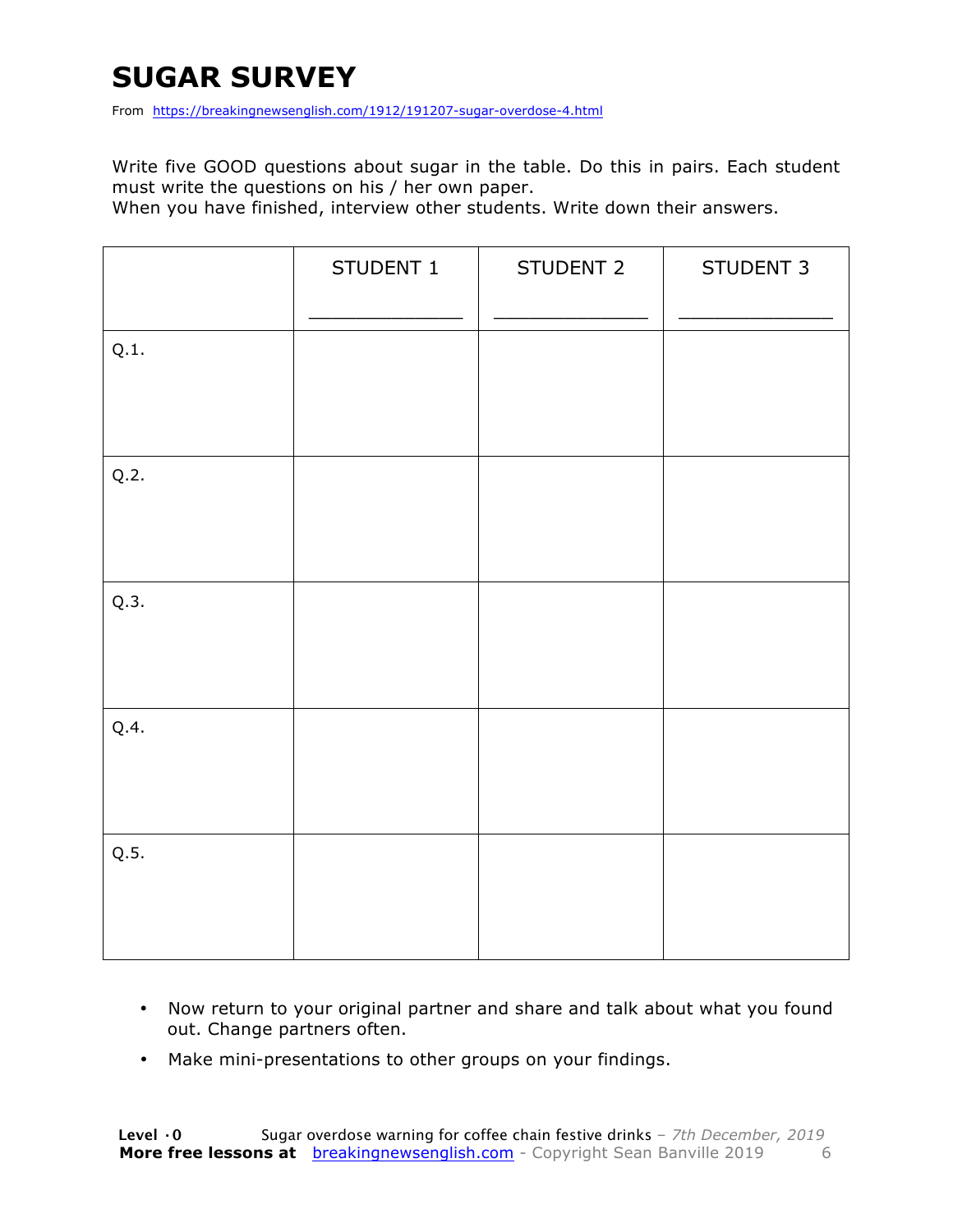# SUGAR SURVEY

From https://breakingnewsenglish.com/1912/191207-sugar-overdose-4.html

Write five GOOD questions about sugar in the table. Do this in pairs. Each student must write the questions on his / her own paper.
When you have finished, interview other students. Write down their answers.

| | STUDENT 1<br>_____________ | STUDENT 2<br>_____________ | STUDENT 3<br>_____________ |
|---|---|---|---|
| Q.1. | | | |
| Q.2. | | | |
| Q.3. | | | |
| Q.4. | | | |
| Q.5. | | | |

- Now return to your original partner and share and talk about what you found out. Change partners often.
- Make mini-presentations to other groups on your findings.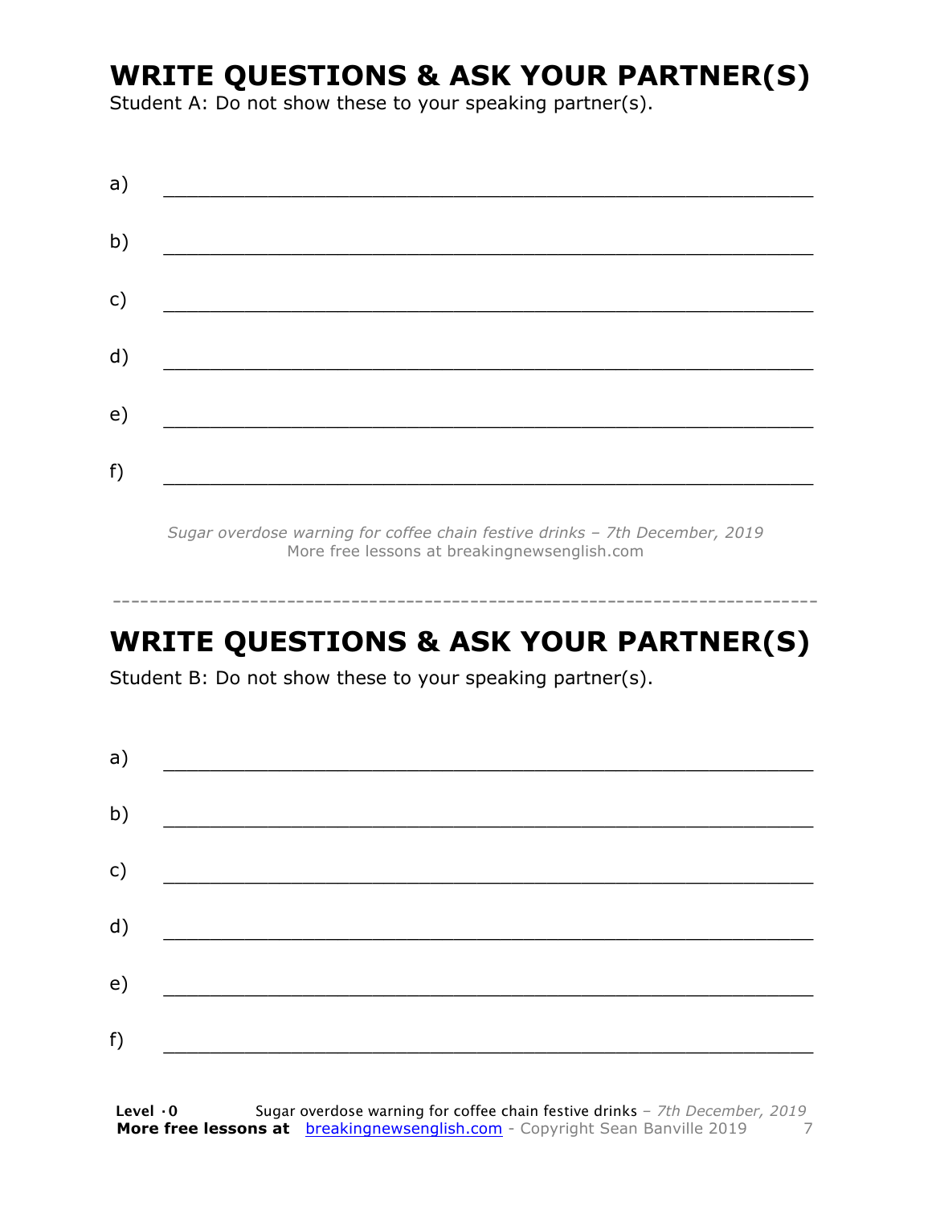## WRITE QUESTIONS & ASK YOUR PARTNER(S)

Student A: Do not show these to your speaking partner(s).

a) ________________________________________________________________

b) ________________________________________________________________

c) ________________________________________________________________

d) ________________________________________________________________

e) ________________________________________________________________

f) ________________________________________________________________

*Sugar overdose warning for coffee chain festive drinks – 7th December, 2019*
More free lessons at breakingnewsenglish.com

---

## WRITE QUESTIONS & ASK YOUR PARTNER(S)

Student B: Do not show these to your speaking partner(s).

a) ________________________________________________________________

b) ________________________________________________________________

c) ________________________________________________________________

d) ________________________________________________________________

e) ________________________________________________________________

f) ________________________________________________________________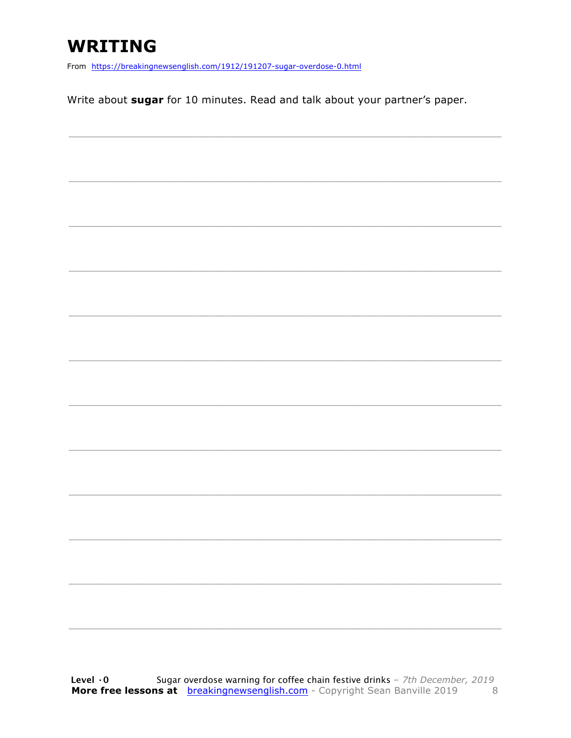# WRITING

From https://breakingnewsenglish.com/1912/191207-sugar-overdose-0.html

Write about **sugar** for 10 minutes. Read and talk about your partner's paper.